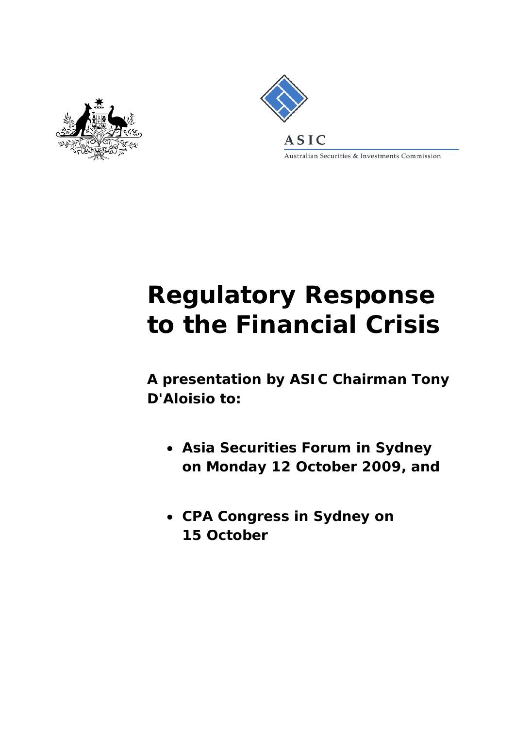ASIC

Australian Securities & Investments Commission

# Regulatory Response to the Financial Crisis

**A presentation by ASIC Chairman Tony D'Aloisio to:**

- **Asia Securities Forum in Sydney on Monday 12 October 2009, and**
- **CPA Congress in Sydney on 15 October**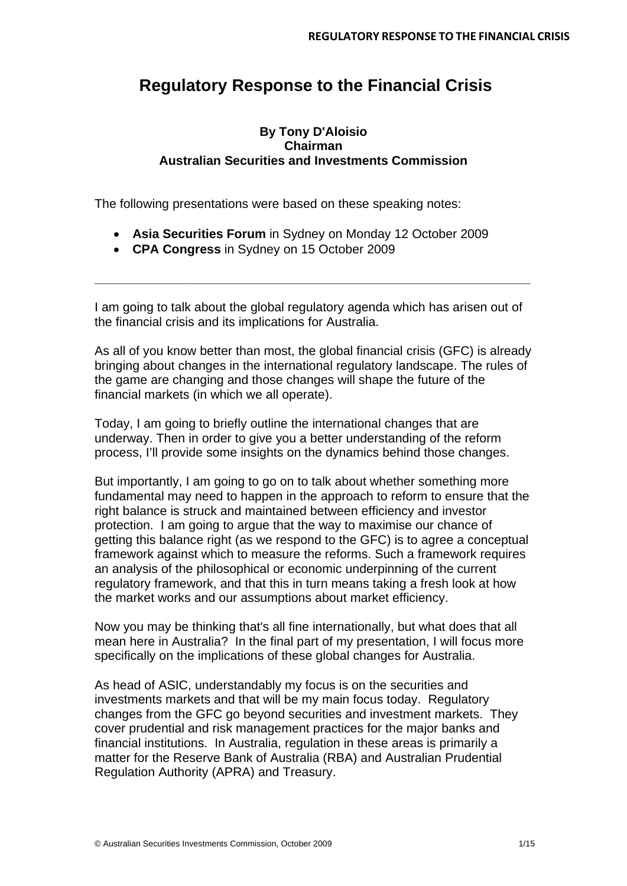# Regulatory Response to the Financial Crisis

**By Tony D'Aloisio**
**Chairman**
**Australian Securities and Investments Commission**

The following presentations were based on these speaking notes:

- **Asia Securities Forum** in Sydney on Monday 12 October 2009
- **CPA Congress** in Sydney on 15 October 2009

---

I am going to talk about the global regulatory agenda which has arisen out of the financial crisis and its implications for Australia.

As all of you know better than most, the global financial crisis (GFC) is already bringing about changes in the international regulatory landscape. The rules of the game are changing and those changes will shape the future of the financial markets (in which we all operate).

Today, I am going to briefly outline the international changes that are underway. Then in order to give you a better understanding of the reform process, I'll provide some insights on the dynamics behind those changes.

But importantly, I am going to go on to talk about whether something more fundamental may need to happen in the approach to reform to ensure that the right balance is struck and maintained between efficiency and investor protection. I am going to argue that the way to maximise our chance of getting this balance right (as we respond to the GFC) is to agree a conceptual framework against which to measure the reforms. Such a framework requires an analysis of the philosophical or economic underpinning of the current regulatory framework, and that this in turn means taking a fresh look at how the market works and our assumptions about market efficiency.

Now you may be thinking that's all fine internationally, but what does that all mean here in Australia? In the final part of my presentation, I will focus more specifically on the implications of these global changes for Australia.

As head of ASIC, understandably my focus is on the securities and investments markets and that will be my main focus today. Regulatory changes from the GFC go beyond securities and investment markets. They cover prudential and risk management practices for the major banks and financial institutions. In Australia, regulation in these areas is primarily a matter for the Reserve Bank of Australia (RBA) and Australian Prudential Regulation Authority (APRA) and Treasury.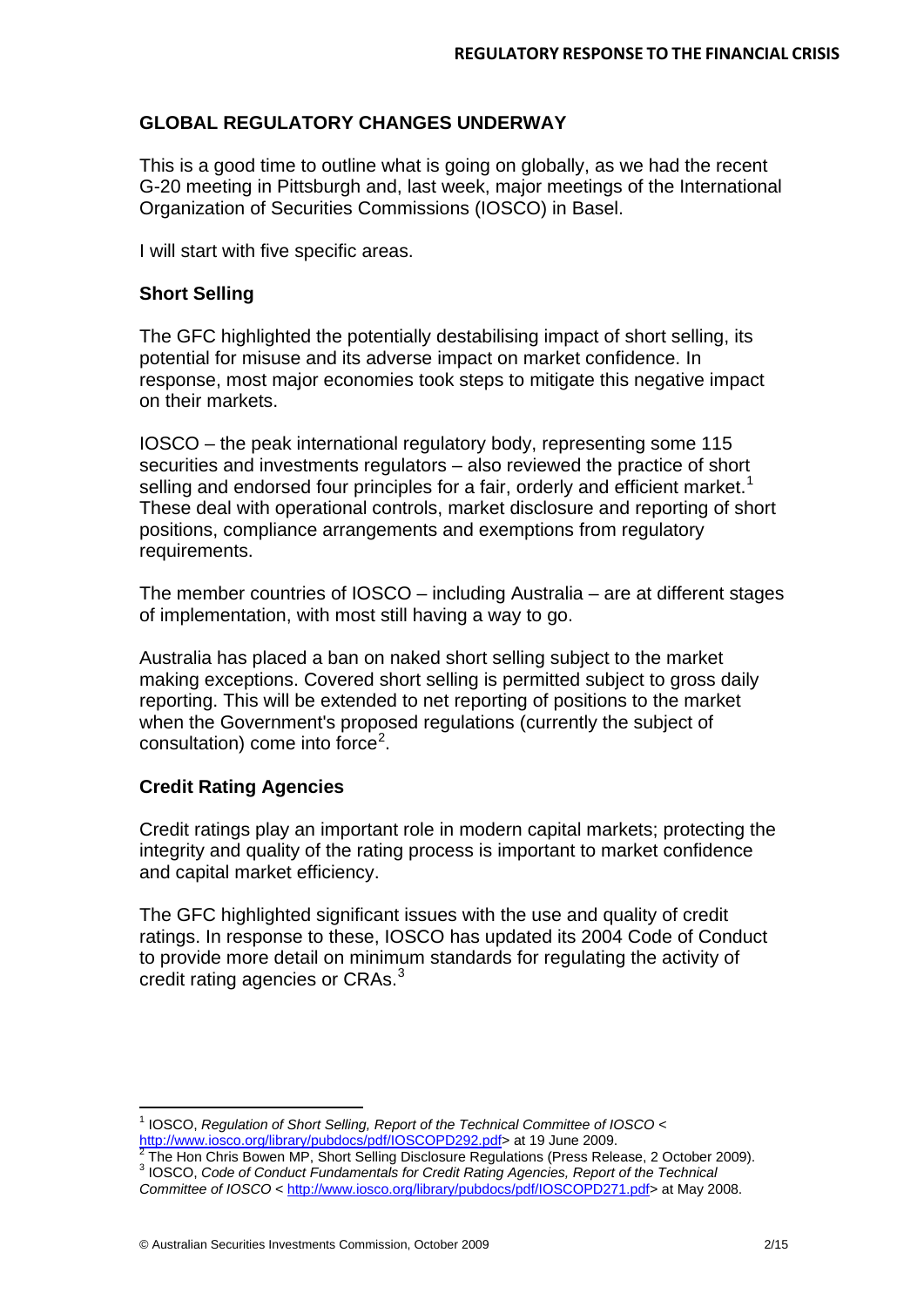## GLOBAL REGULATORY CHANGES UNDERWAY

This is a good time to outline what is going on globally, as we had the recent G-20 meeting in Pittsburgh and, last week, major meetings of the International Organization of Securities Commissions (IOSCO) in Basel.

I will start with five specific areas.

### Short Selling

The GFC highlighted the potentially destabilising impact of short selling, its potential for misuse and its adverse impact on market confidence. In response, most major economies took steps to mitigate this negative impact on their markets.

IOSCO – the peak international regulatory body, representing some 115 securities and investments regulators – also reviewed the practice of short selling and endorsed four principles for a fair, orderly and efficient market.[1] These deal with operational controls, market disclosure and reporting of short positions, compliance arrangements and exemptions from regulatory requirements.

The member countries of IOSCO – including Australia – are at different stages of implementation, with most still having a way to go.

Australia has placed a ban on naked short selling subject to the market making exceptions. Covered short selling is permitted subject to gross daily reporting. This will be extended to net reporting of positions to the market when the Government's proposed regulations (currently the subject of consultation) come into force[2].

### Credit Rating Agencies

Credit ratings play an important role in modern capital markets; protecting the integrity and quality of the rating process is important to market confidence and capital market efficiency.

The GFC highlighted significant issues with the use and quality of credit ratings. In response to these, IOSCO has updated its 2004 Code of Conduct to provide more detail on minimum standards for regulating the activity of credit rating agencies or CRAs.[3]

---

[1] IOSCO, *Regulation of Short Selling, Report of the Technical Committee of IOSCO* < http://www.iosco.org/library/pubdocs/pdf/IOSCOPD292.pdf> at 19 June 2009.

[2] The Hon Chris Bowen MP, Short Selling Disclosure Regulations (Press Release, 2 October 2009).

[3] IOSCO, *Code of Conduct Fundamentals for Credit Rating Agencies, Report of the Technical Committee of IOSCO* < http://www.iosco.org/library/pubdocs/pdf/IOSCOPD271.pdf> at May 2008.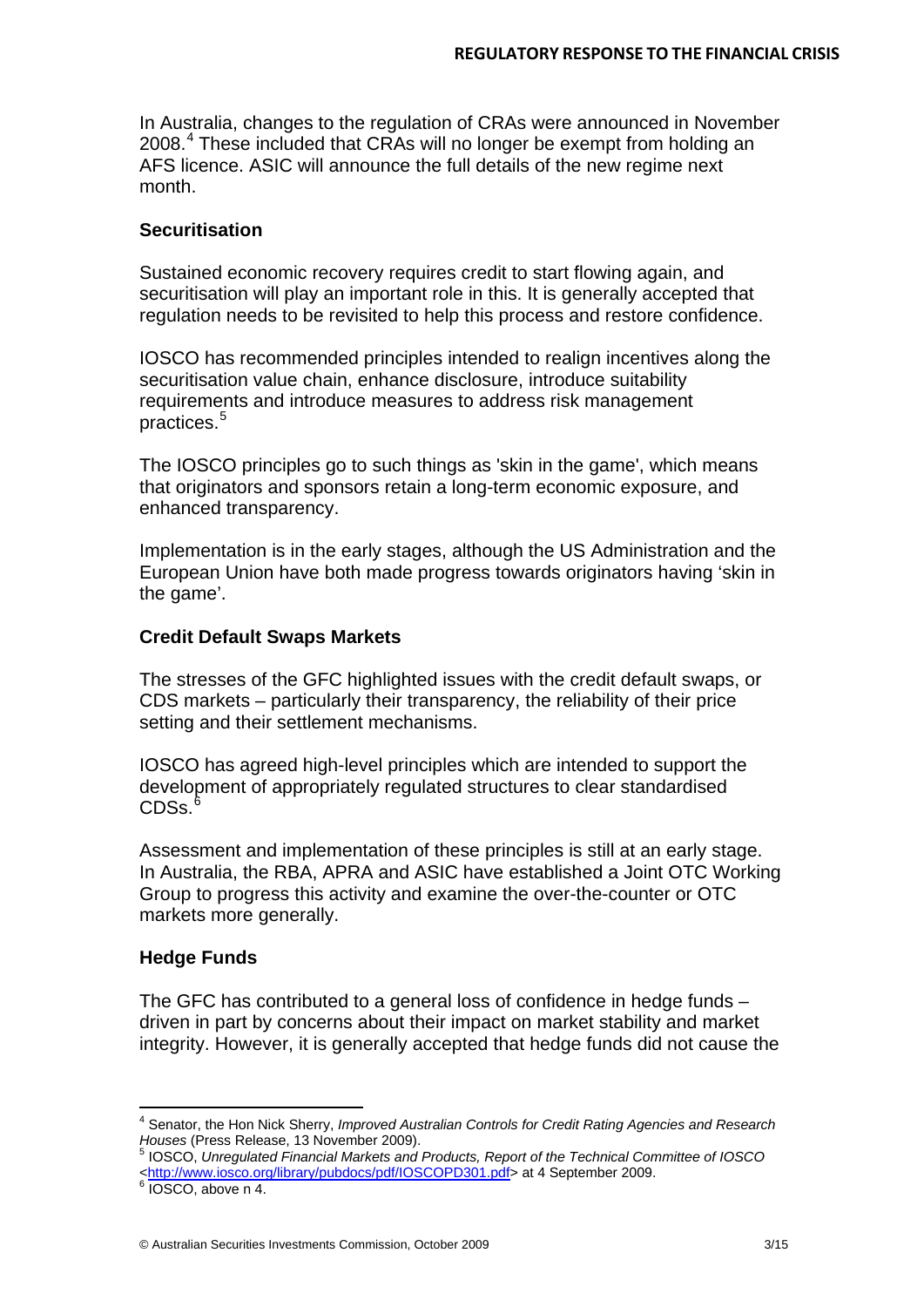In Australia, changes to the regulation of CRAs were announced in November 2008.[4] These included that CRAs will no longer be exempt from holding an AFS licence. ASIC will announce the full details of the new regime next month.

### Securitisation

Sustained economic recovery requires credit to start flowing again, and securitisation will play an important role in this. It is generally accepted that regulation needs to be revisited to help this process and restore confidence.

IOSCO has recommended principles intended to realign incentives along the securitisation value chain, enhance disclosure, introduce suitability requirements and introduce measures to address risk management practices.[5]

The IOSCO principles go to such things as 'skin in the game', which means that originators and sponsors retain a long-term economic exposure, and enhanced transparency.

Implementation is in the early stages, although the US Administration and the European Union have both made progress towards originators having 'skin in the game'.

### Credit Default Swaps Markets

The stresses of the GFC highlighted issues with the credit default swaps, or CDS markets – particularly their transparency, the reliability of their price setting and their settlement mechanisms.

IOSCO has agreed high-level principles which are intended to support the development of appropriately regulated structures to clear standardised CDSs.[6]

Assessment and implementation of these principles is still at an early stage. In Australia, the RBA, APRA and ASIC have established a Joint OTC Working Group to progress this activity and examine the over-the-counter or OTC markets more generally.

### Hedge Funds

The GFC has contributed to a general loss of confidence in hedge funds – driven in part by concerns about their impact on market stability and market integrity. However, it is generally accepted that hedge funds did not cause the

---

[4] Senator, the Hon Nick Sherry, *Improved Australian Controls for Credit Rating Agencies and Research Houses* (Press Release, 13 November 2009).

[5] IOSCO, *Unregulated Financial Markets and Products, Report of the Technical Committee of IOSCO* <http://www.iosco.org/library/pubdocs/pdf/IOSCOPD301.pdf> at 4 September 2009.

[6] IOSCO, above n 4.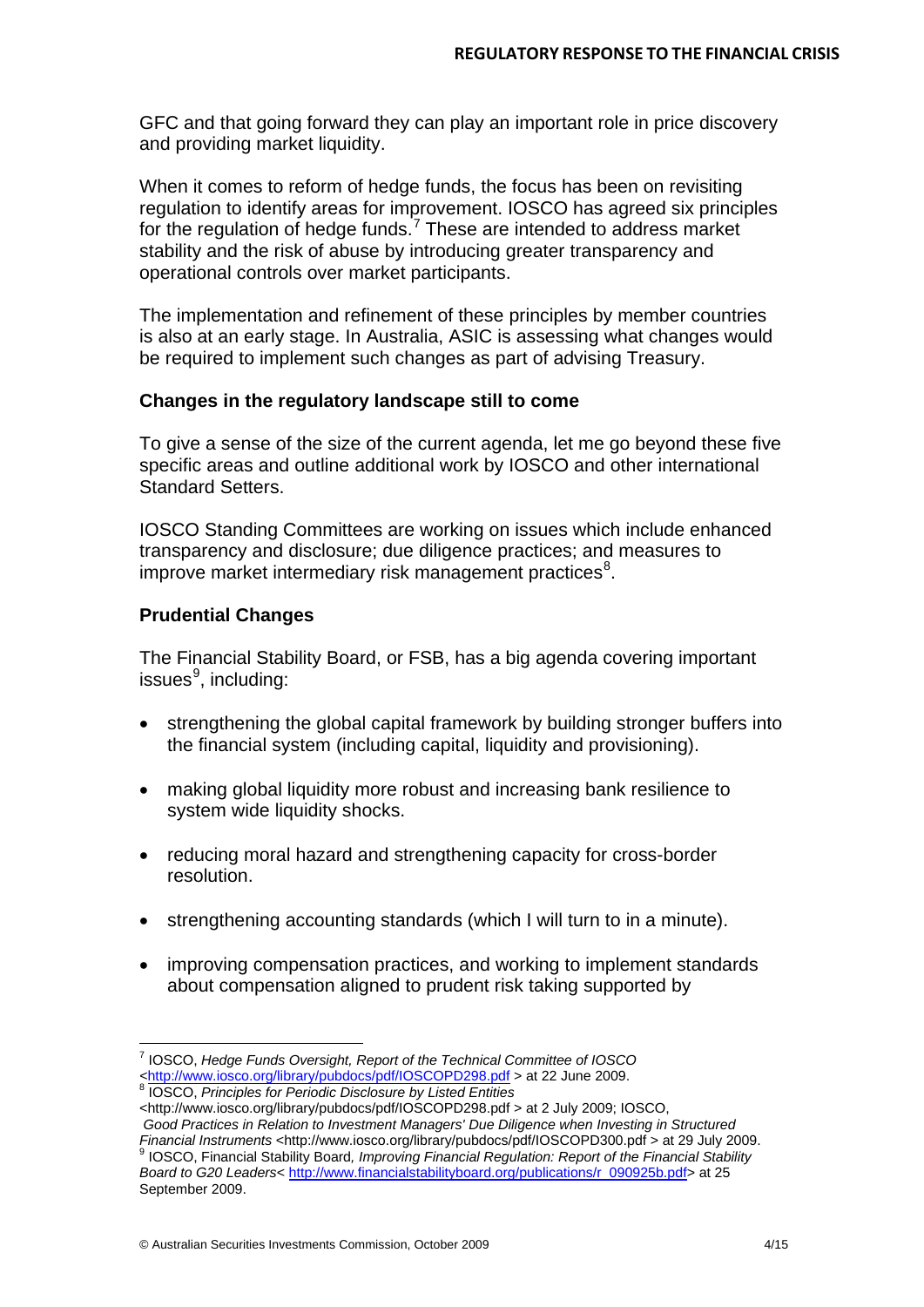GFC and that going forward they can play an important role in price discovery and providing market liquidity.

When it comes to reform of hedge funds, the focus has been on revisiting regulation to identify areas for improvement. IOSCO has agreed six principles for the regulation of hedge funds.[7] These are intended to address market stability and the risk of abuse by introducing greater transparency and operational controls over market participants.

The implementation and refinement of these principles by member countries is also at an early stage. In Australia, ASIC is assessing what changes would be required to implement such changes as part of advising Treasury.

**Changes in the regulatory landscape still to come**

To give a sense of the size of the current agenda, let me go beyond these five specific areas and outline additional work by IOSCO and other international Standard Setters.

IOSCO Standing Committees are working on issues which include enhanced transparency and disclosure; due diligence practices; and measures to improve market intermediary risk management practices[8].

**Prudential Changes**

The Financial Stability Board, or FSB, has a big agenda covering important issues[9], including:

- strengthening the global capital framework by building stronger buffers into the financial system (including capital, liquidity and provisioning).
- making global liquidity more robust and increasing bank resilience to system wide liquidity shocks.
- reducing moral hazard and strengthening capacity for cross-border resolution.
- strengthening accounting standards (which I will turn to in a minute).
- improving compensation practices, and working to implement standards about compensation aligned to prudent risk taking supported by

---

[7] IOSCO, *Hedge Funds Oversight, Report of the Technical Committee of IOSCO* <http://www.iosco.org/library/pubdocs/pdf/IOSCOPD298.pdf > at 22 June 2009.

[8] IOSCO, *Principles for Periodic Disclosure by Listed Entities* <http://www.iosco.org/library/pubdocs/pdf/IOSCOPD298.pdf > at 2 July 2009; IOSCO, *Good Practices in Relation to Investment Managers' Due Diligence when Investing in Structured Financial Instruments* <http://www.iosco.org/library/pubdocs/pdf/IOSCOPD300.pdf > at 29 July 2009.

[9] IOSCO, Financial Stability Board*, Improving Financial Regulation: Report of the Financial Stability Board to G20 Leaders*< http://www.financialstabilityboard.org/publications/r_090925b.pdf> at 25 September 2009.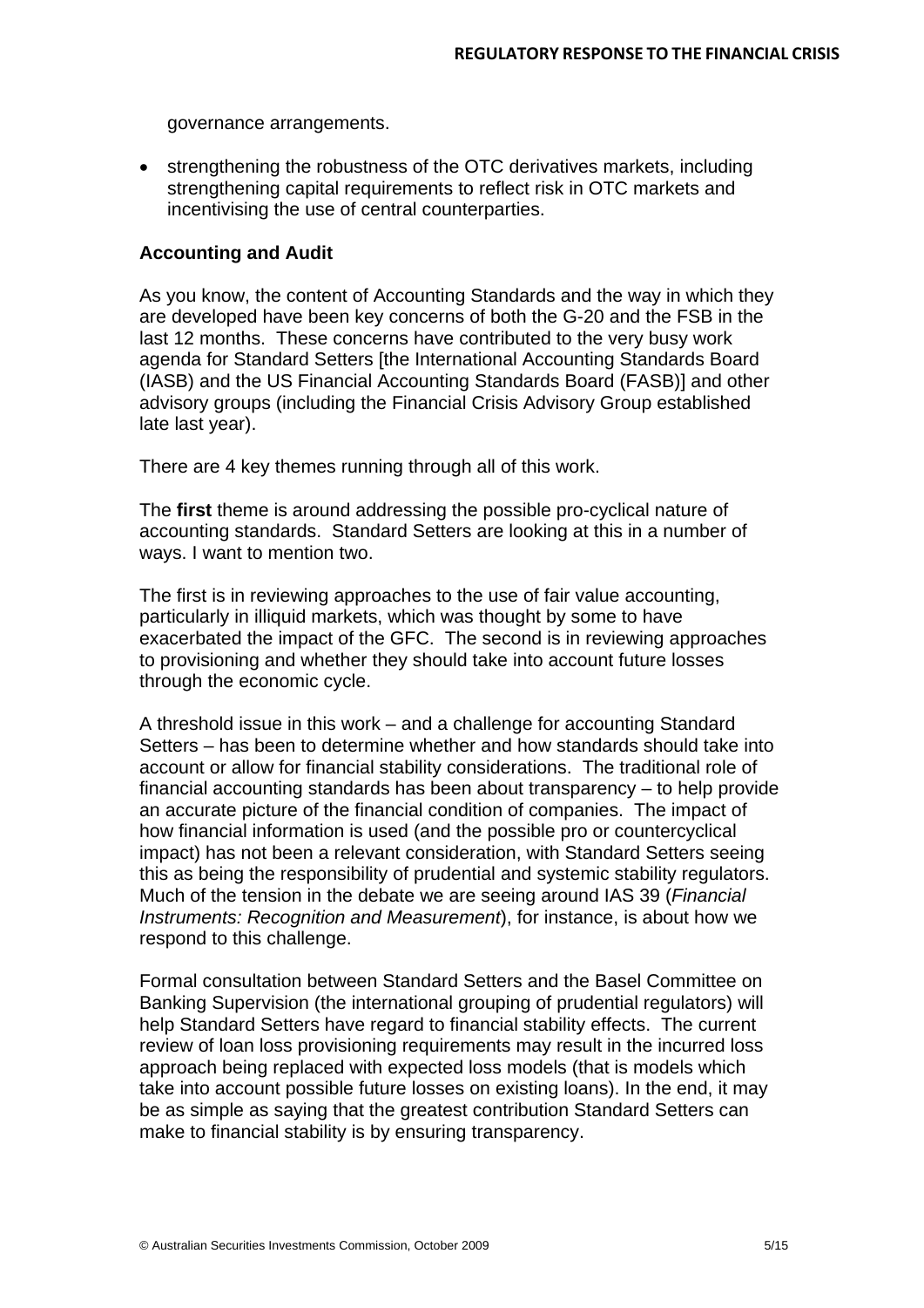governance arrangements.

- strengthening the robustness of the OTC derivatives markets, including strengthening capital requirements to reflect risk in OTC markets and incentivising the use of central counterparties.

**Accounting and Audit**

As you know, the content of Accounting Standards and the way in which they are developed have been key concerns of both the G-20 and the FSB in the last 12 months. These concerns have contributed to the very busy work agenda for Standard Setters [the International Accounting Standards Board (IASB) and the US Financial Accounting Standards Board (FASB)] and other advisory groups (including the Financial Crisis Advisory Group established late last year).

There are 4 key themes running through all of this work.

The **first** theme is around addressing the possible pro-cyclical nature of accounting standards. Standard Setters are looking at this in a number of ways. I want to mention two.

The first is in reviewing approaches to the use of fair value accounting, particularly in illiquid markets, which was thought by some to have exacerbated the impact of the GFC. The second is in reviewing approaches to provisioning and whether they should take into account future losses through the economic cycle.

A threshold issue in this work – and a challenge for accounting Standard Setters – has been to determine whether and how standards should take into account or allow for financial stability considerations. The traditional role of financial accounting standards has been about transparency – to help provide an accurate picture of the financial condition of companies. The impact of how financial information is used (and the possible pro or countercyclical impact) has not been a relevant consideration, with Standard Setters seeing this as being the responsibility of prudential and systemic stability regulators. Much of the tension in the debate we are seeing around IAS 39 (*Financial Instruments: Recognition and Measurement*), for instance, is about how we respond to this challenge.

Formal consultation between Standard Setters and the Basel Committee on Banking Supervision (the international grouping of prudential regulators) will help Standard Setters have regard to financial stability effects. The current review of loan loss provisioning requirements may result in the incurred loss approach being replaced with expected loss models (that is models which take into account possible future losses on existing loans). In the end, it may be as simple as saying that the greatest contribution Standard Setters can make to financial stability is by ensuring transparency.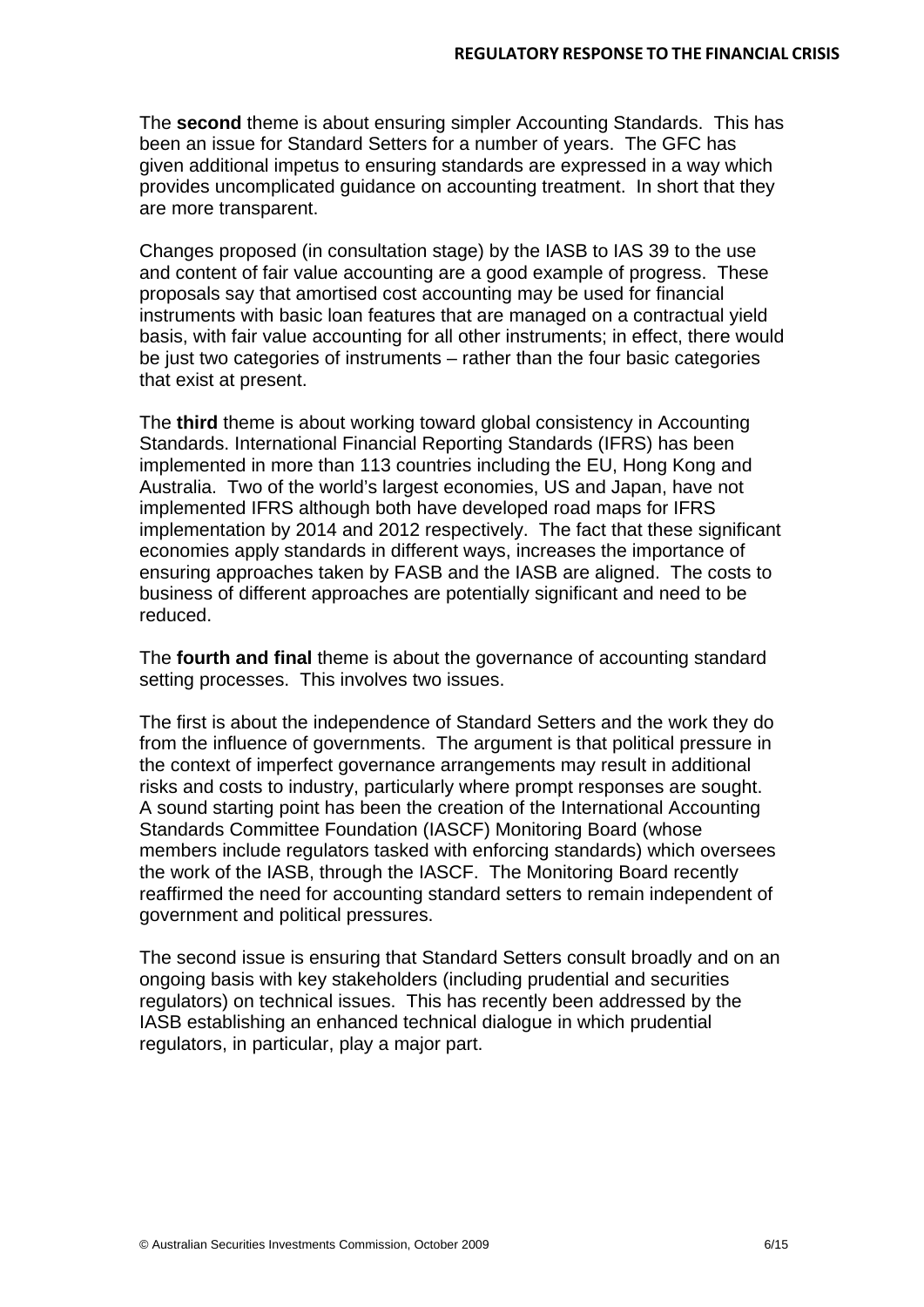The **second** theme is about ensuring simpler Accounting Standards. This has been an issue for Standard Setters for a number of years. The GFC has given additional impetus to ensuring standards are expressed in a way which provides uncomplicated guidance on accounting treatment. In short that they are more transparent.

Changes proposed (in consultation stage) by the IASB to IAS 39 to the use and content of fair value accounting are a good example of progress. These proposals say that amortised cost accounting may be used for financial instruments with basic loan features that are managed on a contractual yield basis, with fair value accounting for all other instruments; in effect, there would be just two categories of instruments – rather than the four basic categories that exist at present.

The **third** theme is about working toward global consistency in Accounting Standards. International Financial Reporting Standards (IFRS) has been implemented in more than 113 countries including the EU, Hong Kong and Australia. Two of the world's largest economies, US and Japan, have not implemented IFRS although both have developed road maps for IFRS implementation by 2014 and 2012 respectively. The fact that these significant economies apply standards in different ways, increases the importance of ensuring approaches taken by FASB and the IASB are aligned. The costs to business of different approaches are potentially significant and need to be reduced.

The **fourth and final** theme is about the governance of accounting standard setting processes. This involves two issues.

The first is about the independence of Standard Setters and the work they do from the influence of governments. The argument is that political pressure in the context of imperfect governance arrangements may result in additional risks and costs to industry, particularly where prompt responses are sought. A sound starting point has been the creation of the International Accounting Standards Committee Foundation (IASCF) Monitoring Board (whose members include regulators tasked with enforcing standards) which oversees the work of the IASB, through the IASCF. The Monitoring Board recently reaffirmed the need for accounting standard setters to remain independent of government and political pressures.

The second issue is ensuring that Standard Setters consult broadly and on an ongoing basis with key stakeholders (including prudential and securities regulators) on technical issues. This has recently been addressed by the IASB establishing an enhanced technical dialogue in which prudential regulators, in particular, play a major part.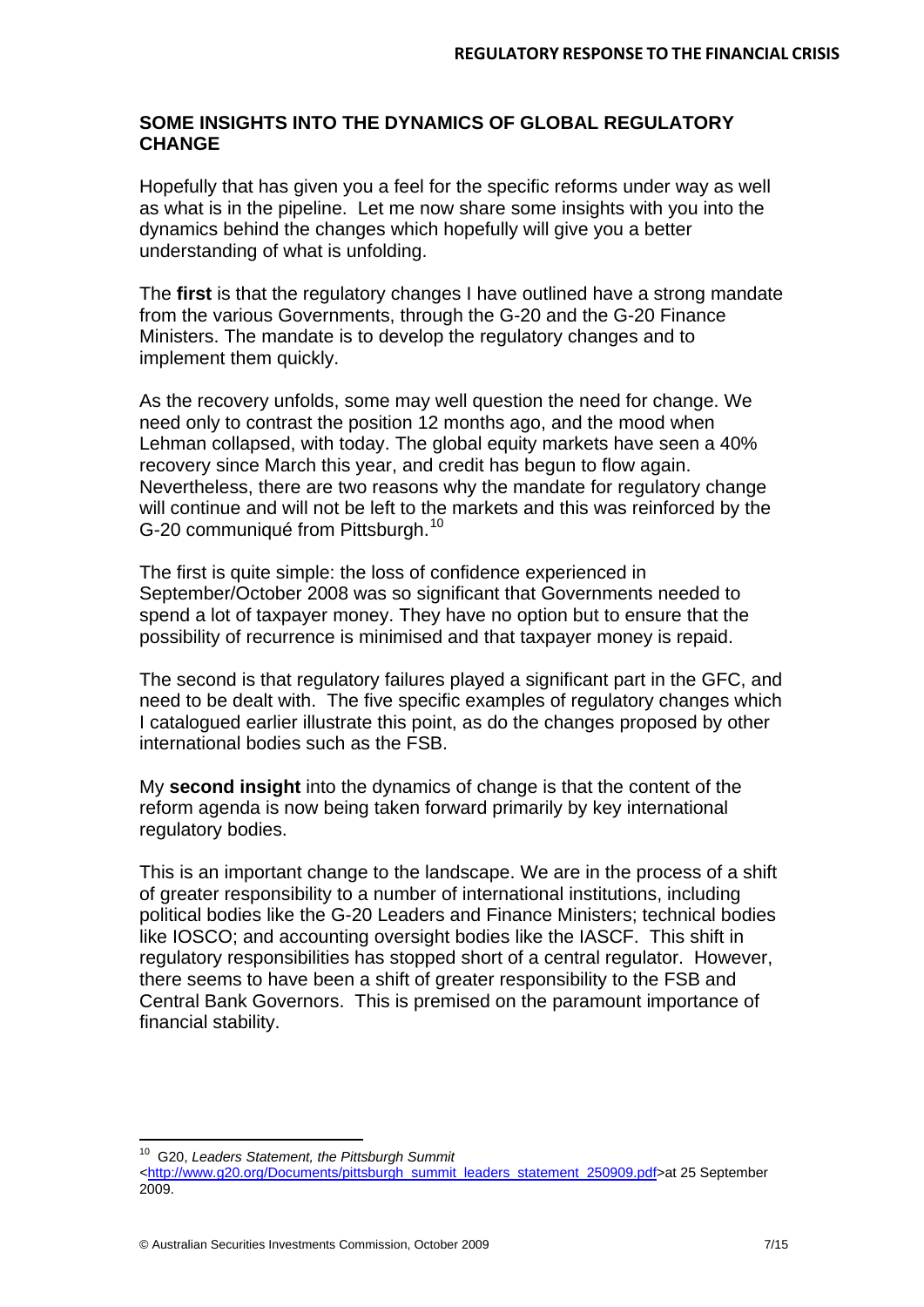## SOME INSIGHTS INTO THE DYNAMICS OF GLOBAL REGULATORY CHANGE

Hopefully that has given you a feel for the specific reforms under way as well as what is in the pipeline. Let me now share some insights with you into the dynamics behind the changes which hopefully will give you a better understanding of what is unfolding.

The **first** is that the regulatory changes I have outlined have a strong mandate from the various Governments, through the G-20 and the G-20 Finance Ministers. The mandate is to develop the regulatory changes and to implement them quickly.

As the recovery unfolds, some may well question the need for change. We need only to contrast the position 12 months ago, and the mood when Lehman collapsed, with today. The global equity markets have seen a 40% recovery since March this year, and credit has begun to flow again. Nevertheless, there are two reasons why the mandate for regulatory change will continue and will not be left to the markets and this was reinforced by the G-20 communiqué from Pittsburgh.[10]

The first is quite simple: the loss of confidence experienced in September/October 2008 was so significant that Governments needed to spend a lot of taxpayer money. They have no option but to ensure that the possibility of recurrence is minimised and that taxpayer money is repaid.

The second is that regulatory failures played a significant part in the GFC, and need to be dealt with. The five specific examples of regulatory changes which I catalogued earlier illustrate this point, as do the changes proposed by other international bodies such as the FSB.

My **second insight** into the dynamics of change is that the content of the reform agenda is now being taken forward primarily by key international regulatory bodies.

This is an important change to the landscape. We are in the process of a shift of greater responsibility to a number of international institutions, including political bodies like the G-20 Leaders and Finance Ministers; technical bodies like IOSCO; and accounting oversight bodies like the IASCF. This shift in regulatory responsibilities has stopped short of a central regulator. However, there seems to have been a shift of greater responsibility to the FSB and Central Bank Governors. This is premised on the paramount importance of financial stability.

---

[10] G20, *Leaders Statement, the Pittsburgh Summit* <http://www.g20.org/Documents/pittsburgh_summit_leaders_statement_250909.pdf>at 25 September 2009.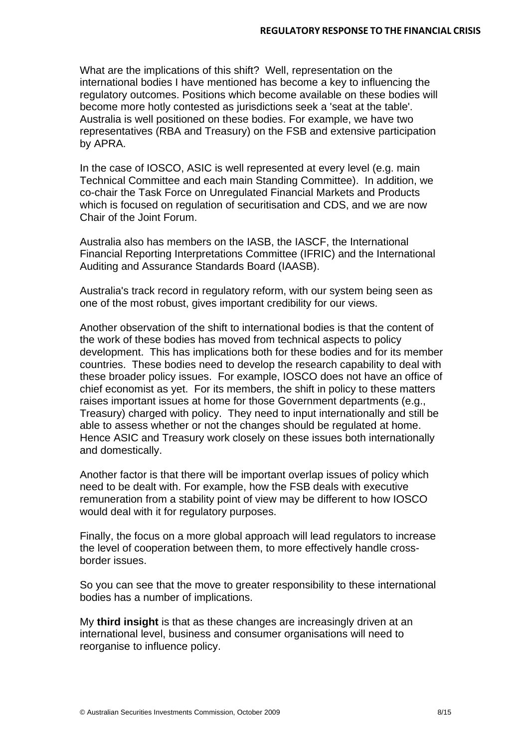What are the implications of this shift? Well, representation on the international bodies I have mentioned has become a key to influencing the regulatory outcomes. Positions which become available on these bodies will become more hotly contested as jurisdictions seek a 'seat at the table'. Australia is well positioned on these bodies. For example, we have two representatives (RBA and Treasury) on the FSB and extensive participation by APRA.

In the case of IOSCO, ASIC is well represented at every level (e.g. main Technical Committee and each main Standing Committee). In addition, we co-chair the Task Force on Unregulated Financial Markets and Products which is focused on regulation of securitisation and CDS, and we are now Chair of the Joint Forum.

Australia also has members on the IASB, the IASCF, the International Financial Reporting Interpretations Committee (IFRIC) and the International Auditing and Assurance Standards Board (IAASB).

Australia's track record in regulatory reform, with our system being seen as one of the most robust, gives important credibility for our views.

Another observation of the shift to international bodies is that the content of the work of these bodies has moved from technical aspects to policy development. This has implications both for these bodies and for its member countries. These bodies need to develop the research capability to deal with these broader policy issues. For example, IOSCO does not have an office of chief economist as yet. For its members, the shift in policy to these matters raises important issues at home for those Government departments (e.g., Treasury) charged with policy. They need to input internationally and still be able to assess whether or not the changes should be regulated at home. Hence ASIC and Treasury work closely on these issues both internationally and domestically.

Another factor is that there will be important overlap issues of policy which need to be dealt with. For example, how the FSB deals with executive remuneration from a stability point of view may be different to how IOSCO would deal with it for regulatory purposes.

Finally, the focus on a more global approach will lead regulators to increase the level of cooperation between them, to more effectively handle cross-border issues.

So you can see that the move to greater responsibility to these international bodies has a number of implications.

My **third insight** is that as these changes are increasingly driven at an international level, business and consumer organisations will need to reorganise to influence policy.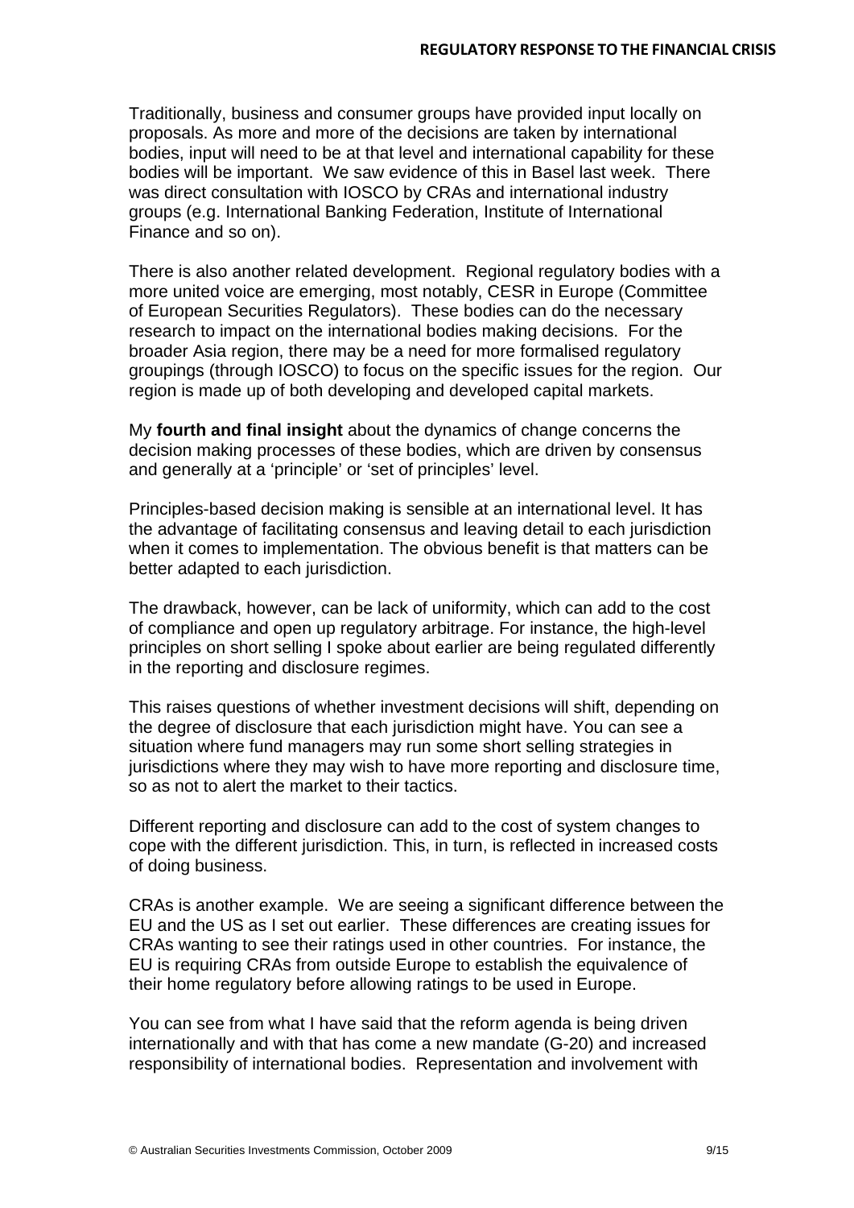Traditionally, business and consumer groups have provided input locally on proposals. As more and more of the decisions are taken by international bodies, input will need to be at that level and international capability for these bodies will be important. We saw evidence of this in Basel last week. There was direct consultation with IOSCO by CRAs and international industry groups (e.g. International Banking Federation, Institute of International Finance and so on).

There is also another related development. Regional regulatory bodies with a more united voice are emerging, most notably, CESR in Europe (Committee of European Securities Regulators). These bodies can do the necessary research to impact on the international bodies making decisions. For the broader Asia region, there may be a need for more formalised regulatory groupings (through IOSCO) to focus on the specific issues for the region. Our region is made up of both developing and developed capital markets.

My **fourth and final insight** about the dynamics of change concerns the decision making processes of these bodies, which are driven by consensus and generally at a 'principle' or 'set of principles' level.

Principles-based decision making is sensible at an international level. It has the advantage of facilitating consensus and leaving detail to each jurisdiction when it comes to implementation. The obvious benefit is that matters can be better adapted to each jurisdiction.

The drawback, however, can be lack of uniformity, which can add to the cost of compliance and open up regulatory arbitrage. For instance, the high-level principles on short selling I spoke about earlier are being regulated differently in the reporting and disclosure regimes.

This raises questions of whether investment decisions will shift, depending on the degree of disclosure that each jurisdiction might have. You can see a situation where fund managers may run some short selling strategies in jurisdictions where they may wish to have more reporting and disclosure time, so as not to alert the market to their tactics.

Different reporting and disclosure can add to the cost of system changes to cope with the different jurisdiction. This, in turn, is reflected in increased costs of doing business.

CRAs is another example. We are seeing a significant difference between the EU and the US as I set out earlier. These differences are creating issues for CRAs wanting to see their ratings used in other countries. For instance, the EU is requiring CRAs from outside Europe to establish the equivalence of their home regulatory before allowing ratings to be used in Europe.

You can see from what I have said that the reform agenda is being driven internationally and with that has come a new mandate (G-20) and increased responsibility of international bodies. Representation and involvement with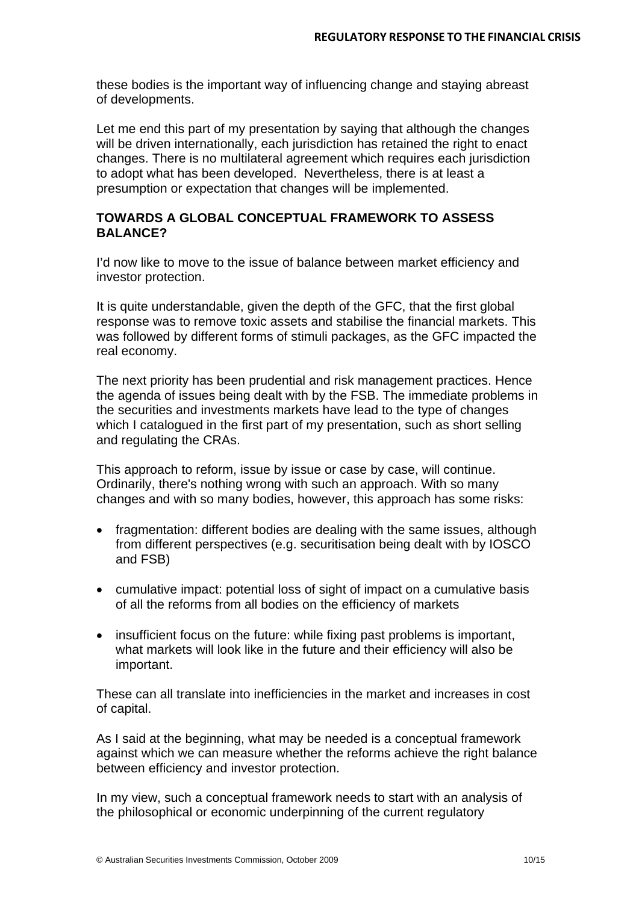these bodies is the important way of influencing change and staying abreast of developments.

Let me end this part of my presentation by saying that although the changes will be driven internationally, each jurisdiction has retained the right to enact changes. There is no multilateral agreement which requires each jurisdiction to adopt what has been developed. Nevertheless, there is at least a presumption or expectation that changes will be implemented.

## TOWARDS A GLOBAL CONCEPTUAL FRAMEWORK TO ASSESS BALANCE?

I'd now like to move to the issue of balance between market efficiency and investor protection.

It is quite understandable, given the depth of the GFC, that the first global response was to remove toxic assets and stabilise the financial markets. This was followed by different forms of stimuli packages, as the GFC impacted the real economy.

The next priority has been prudential and risk management practices. Hence the agenda of issues being dealt with by the FSB. The immediate problems in the securities and investments markets have lead to the type of changes which I catalogued in the first part of my presentation, such as short selling and regulating the CRAs.

This approach to reform, issue by issue or case by case, will continue. Ordinarily, there's nothing wrong with such an approach. With so many changes and with so many bodies, however, this approach has some risks:

- fragmentation: different bodies are dealing with the same issues, although from different perspectives (e.g. securitisation being dealt with by IOSCO and FSB)
- cumulative impact: potential loss of sight of impact on a cumulative basis of all the reforms from all bodies on the efficiency of markets
- insufficient focus on the future: while fixing past problems is important, what markets will look like in the future and their efficiency will also be important.

These can all translate into inefficiencies in the market and increases in cost of capital.

As I said at the beginning, what may be needed is a conceptual framework against which we can measure whether the reforms achieve the right balance between efficiency and investor protection.

In my view, such a conceptual framework needs to start with an analysis of the philosophical or economic underpinning of the current regulatory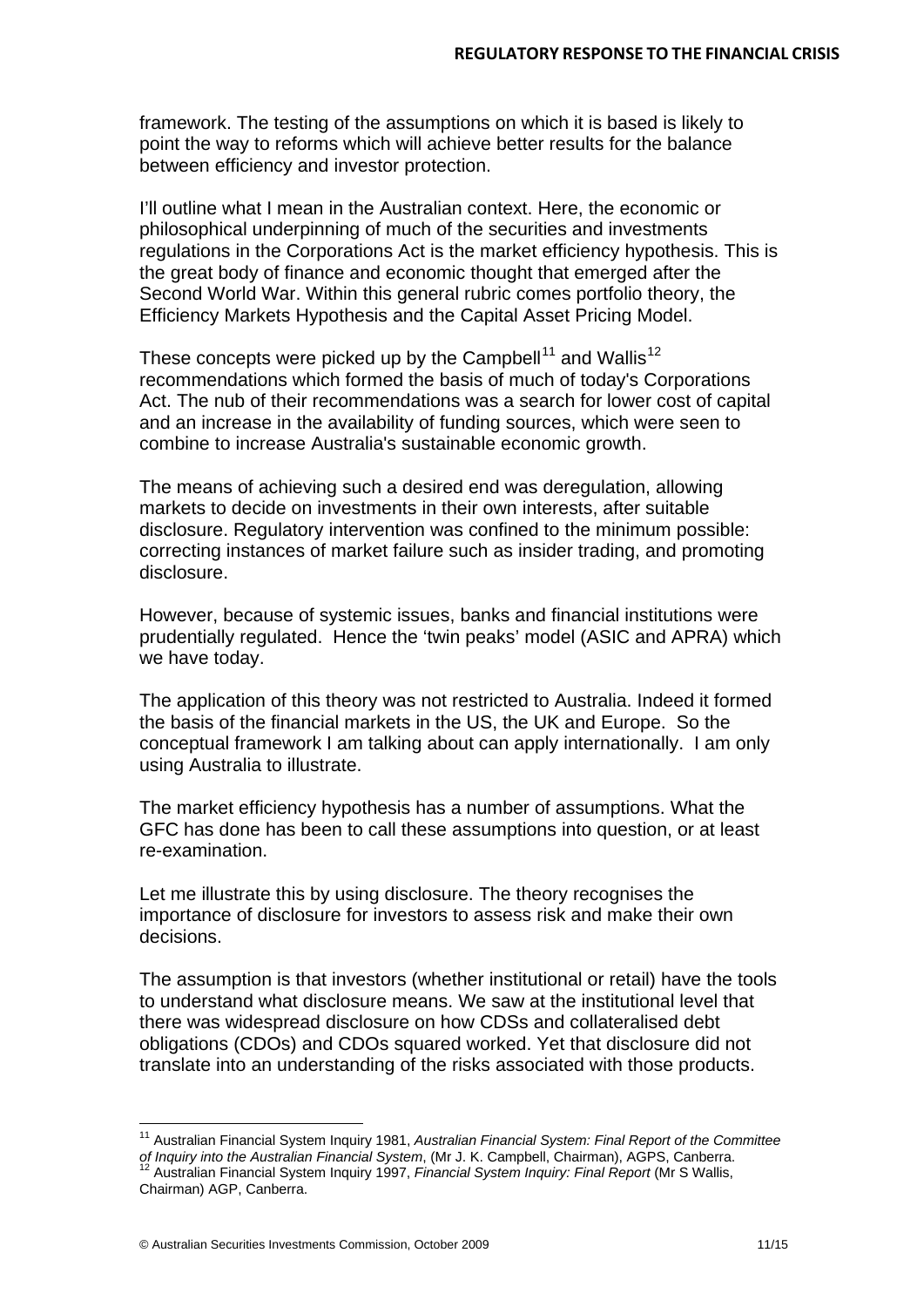framework. The testing of the assumptions on which it is based is likely to point the way to reforms which will achieve better results for the balance between efficiency and investor protection.

I'll outline what I mean in the Australian context. Here, the economic or philosophical underpinning of much of the securities and investments regulations in the Corporations Act is the market efficiency hypothesis. This is the great body of finance and economic thought that emerged after the Second World War. Within this general rubric comes portfolio theory, the Efficiency Markets Hypothesis and the Capital Asset Pricing Model.

These concepts were picked up by the Campbell[11] and Wallis[12] recommendations which formed the basis of much of today's Corporations Act. The nub of their recommendations was a search for lower cost of capital and an increase in the availability of funding sources, which were seen to combine to increase Australia's sustainable economic growth.

The means of achieving such a desired end was deregulation, allowing markets to decide on investments in their own interests, after suitable disclosure. Regulatory intervention was confined to the minimum possible: correcting instances of market failure such as insider trading, and promoting disclosure.

However, because of systemic issues, banks and financial institutions were prudentially regulated. Hence the 'twin peaks' model (ASIC and APRA) which we have today.

The application of this theory was not restricted to Australia. Indeed it formed the basis of the financial markets in the US, the UK and Europe. So the conceptual framework I am talking about can apply internationally. I am only using Australia to illustrate.

The market efficiency hypothesis has a number of assumptions. What the GFC has done has been to call these assumptions into question, or at least re-examination.

Let me illustrate this by using disclosure. The theory recognises the importance of disclosure for investors to assess risk and make their own decisions.

The assumption is that investors (whether institutional or retail) have the tools to understand what disclosure means. We saw at the institutional level that there was widespread disclosure on how CDSs and collateralised debt obligations (CDOs) and CDOs squared worked. Yet that disclosure did not translate into an understanding of the risks associated with those products.

---

[11] Australian Financial System Inquiry 1981, *Australian Financial System: Final Report of the Committee of Inquiry into the Australian Financial System*, (Mr J. K. Campbell, Chairman), AGPS, Canberra.

[12] Australian Financial System Inquiry 1997, *Financial System Inquiry: Final Report* (Mr S Wallis, Chairman) AGP, Canberra.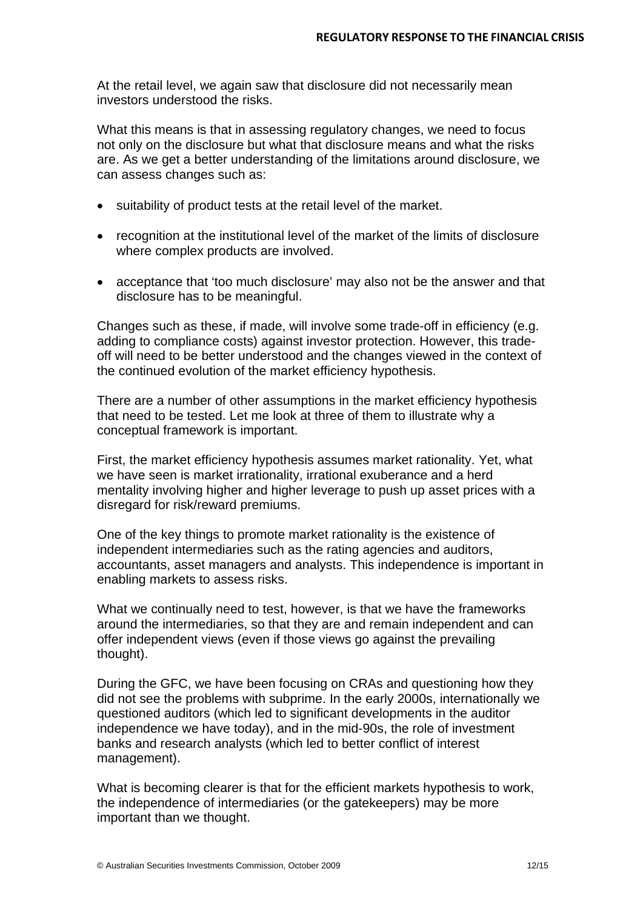At the retail level, we again saw that disclosure did not necessarily mean investors understood the risks.

What this means is that in assessing regulatory changes, we need to focus not only on the disclosure but what that disclosure means and what the risks are. As we get a better understanding of the limitations around disclosure, we can assess changes such as:

- suitability of product tests at the retail level of the market.
- recognition at the institutional level of the market of the limits of disclosure where complex products are involved.
- acceptance that 'too much disclosure' may also not be the answer and that disclosure has to be meaningful.

Changes such as these, if made, will involve some trade-off in efficiency (e.g. adding to compliance costs) against investor protection. However, this trade-off will need to be better understood and the changes viewed in the context of the continued evolution of the market efficiency hypothesis.

There are a number of other assumptions in the market efficiency hypothesis that need to be tested. Let me look at three of them to illustrate why a conceptual framework is important.

First, the market efficiency hypothesis assumes market rationality. Yet, what we have seen is market irrationality, irrational exuberance and a herd mentality involving higher and higher leverage to push up asset prices with a disregard for risk/reward premiums.

One of the key things to promote market rationality is the existence of independent intermediaries such as the rating agencies and auditors, accountants, asset managers and analysts. This independence is important in enabling markets to assess risks.

What we continually need to test, however, is that we have the frameworks around the intermediaries, so that they are and remain independent and can offer independent views (even if those views go against the prevailing thought).

During the GFC, we have been focusing on CRAs and questioning how they did not see the problems with subprime. In the early 2000s, internationally we questioned auditors (which led to significant developments in the auditor independence we have today), and in the mid-90s, the role of investment banks and research analysts (which led to better conflict of interest management).

What is becoming clearer is that for the efficient markets hypothesis to work, the independence of intermediaries (or the gatekeepers) may be more important than we thought.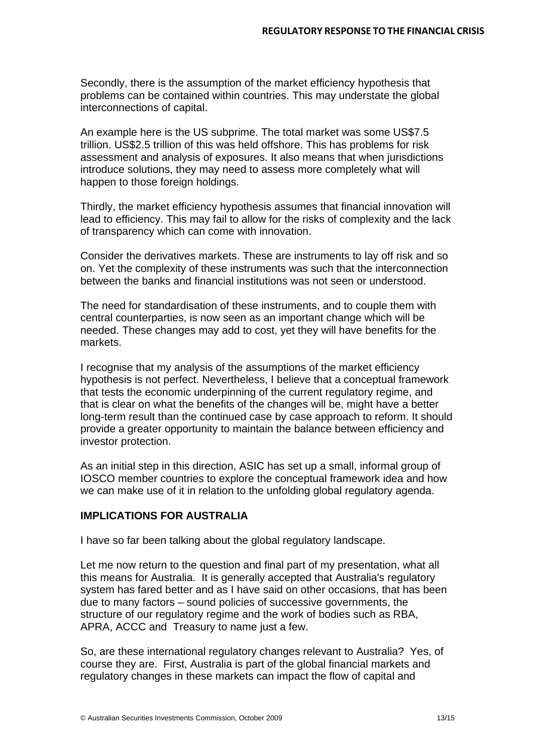Secondly, there is the assumption of the market efficiency hypothesis that problems can be contained within countries. This may understate the global interconnections of capital.

An example here is the US subprime. The total market was some US$7.5 trillion. US$2.5 trillion of this was held offshore. This has problems for risk assessment and analysis of exposures. It also means that when jurisdictions introduce solutions, they may need to assess more completely what will happen to those foreign holdings.

Thirdly, the market efficiency hypothesis assumes that financial innovation will lead to efficiency. This may fail to allow for the risks of complexity and the lack of transparency which can come with innovation.

Consider the derivatives markets. These are instruments to lay off risk and so on. Yet the complexity of these instruments was such that the interconnection between the banks and financial institutions was not seen or understood.

The need for standardisation of these instruments, and to couple them with central counterparties, is now seen as an important change which will be needed. These changes may add to cost, yet they will have benefits for the markets.

I recognise that my analysis of the assumptions of the market efficiency hypothesis is not perfect. Nevertheless, I believe that a conceptual framework that tests the economic underpinning of the current regulatory regime, and that is clear on what the benefits of the changes will be, might have a better long-term result than the continued case by case approach to reform. It should provide a greater opportunity to maintain the balance between efficiency and investor protection.

As an initial step in this direction, ASIC has set up a small, informal group of IOSCO member countries to explore the conceptual framework idea and how we can make use of it in relation to the unfolding global regulatory agenda.

## IMPLICATIONS FOR AUSTRALIA

I have so far been talking about the global regulatory landscape.

Let me now return to the question and final part of my presentation, what all this means for Australia. It is generally accepted that Australia's regulatory system has fared better and as I have said on other occasions, that has been due to many factors – sound policies of successive governments, the structure of our regulatory regime and the work of bodies such as RBA, APRA, ACCC and Treasury to name just a few.

So, are these international regulatory changes relevant to Australia? Yes, of course they are. First, Australia is part of the global financial markets and regulatory changes in these markets can impact the flow of capital and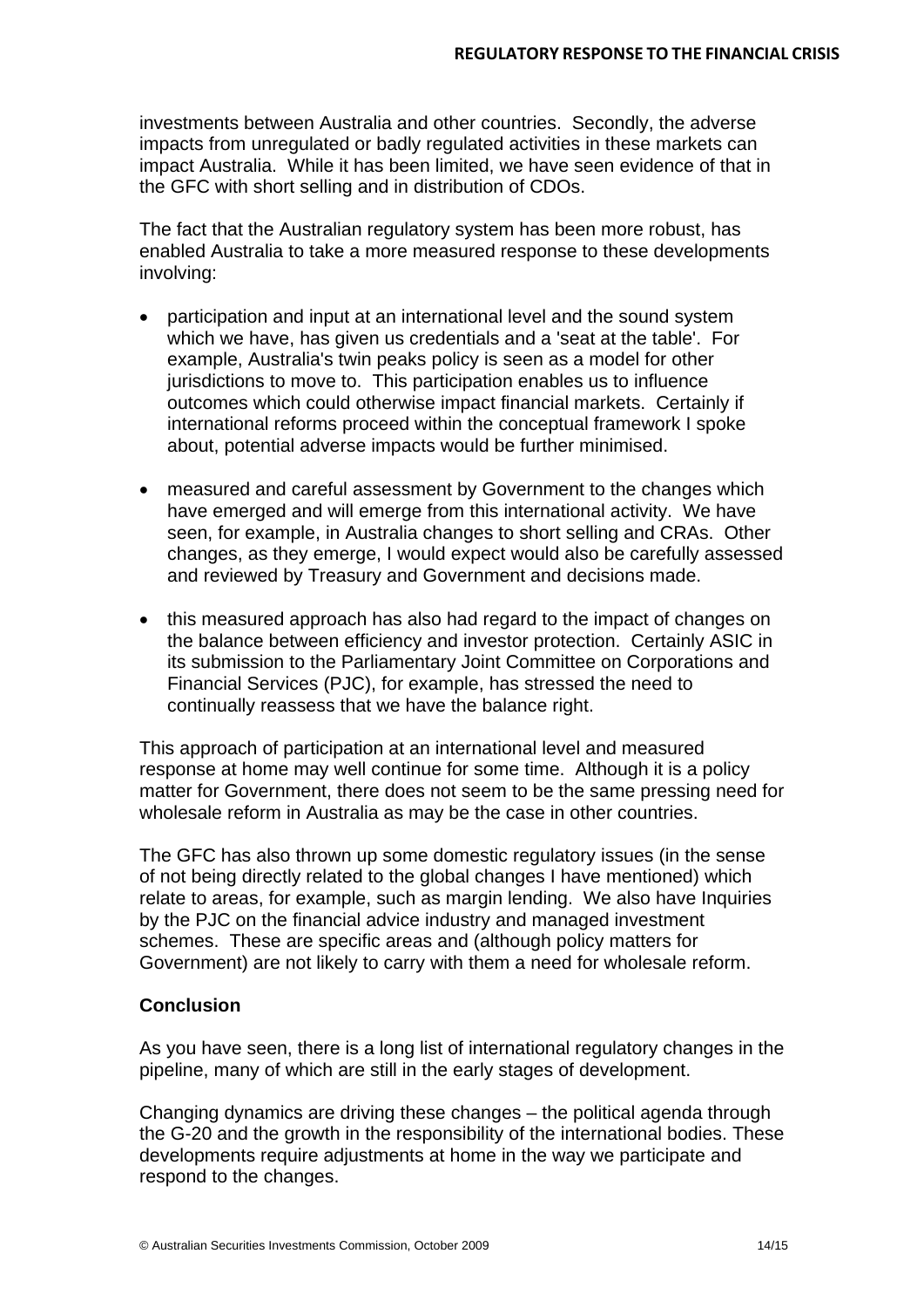investments between Australia and other countries. Secondly, the adverse impacts from unregulated or badly regulated activities in these markets can impact Australia. While it has been limited, we have seen evidence of that in the GFC with short selling and in distribution of CDOs.

The fact that the Australian regulatory system has been more robust, has enabled Australia to take a more measured response to these developments involving:

- participation and input at an international level and the sound system which we have, has given us credentials and a 'seat at the table'. For example, Australia's twin peaks policy is seen as a model for other jurisdictions to move to. This participation enables us to influence outcomes which could otherwise impact financial markets. Certainly if international reforms proceed within the conceptual framework I spoke about, potential adverse impacts would be further minimised.

- measured and careful assessment by Government to the changes which have emerged and will emerge from this international activity. We have seen, for example, in Australia changes to short selling and CRAs. Other changes, as they emerge, I would expect would also be carefully assessed and reviewed by Treasury and Government and decisions made.

- this measured approach has also had regard to the impact of changes on the balance between efficiency and investor protection. Certainly ASIC in its submission to the Parliamentary Joint Committee on Corporations and Financial Services (PJC), for example, has stressed the need to continually reassess that we have the balance right.

This approach of participation at an international level and measured response at home may well continue for some time. Although it is a policy matter for Government, there does not seem to be the same pressing need for wholesale reform in Australia as may be the case in other countries.

The GFC has also thrown up some domestic regulatory issues (in the sense of not being directly related to the global changes I have mentioned) which relate to areas, for example, such as margin lending. We also have Inquiries by the PJC on the financial advice industry and managed investment schemes. These are specific areas and (although policy matters for Government) are not likely to carry with them a need for wholesale reform.

**Conclusion**

As you have seen, there is a long list of international regulatory changes in the pipeline, many of which are still in the early stages of development.

Changing dynamics are driving these changes – the political agenda through the G-20 and the growth in the responsibility of the international bodies. These developments require adjustments at home in the way we participate and respond to the changes.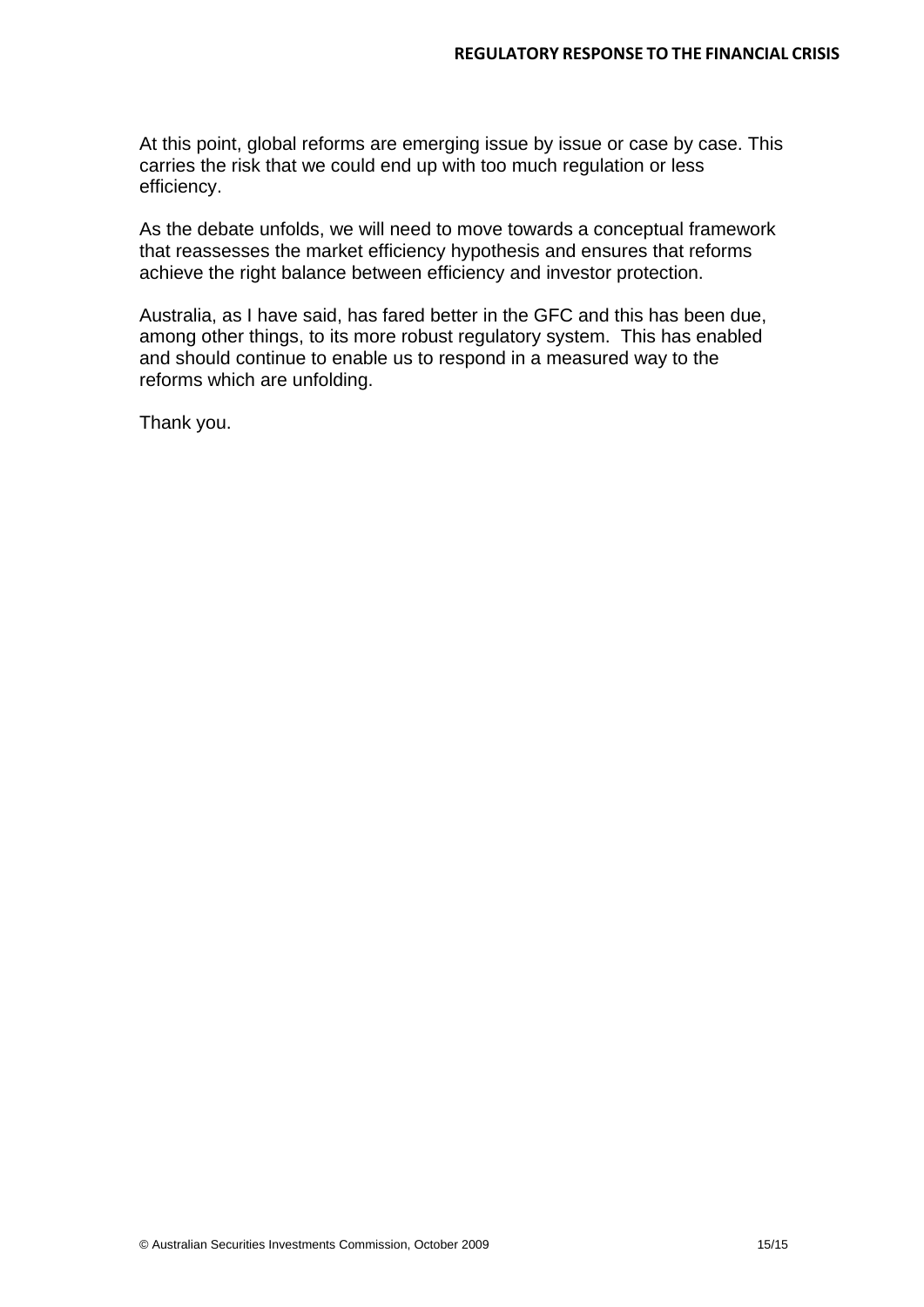At this point, global reforms are emerging issue by issue or case by case. This carries the risk that we could end up with too much regulation or less efficiency.

As the debate unfolds, we will need to move towards a conceptual framework that reassesses the market efficiency hypothesis and ensures that reforms achieve the right balance between efficiency and investor protection.

Australia, as I have said, has fared better in the GFC and this has been due, among other things, to its more robust regulatory system. This has enabled and should continue to enable us to respond in a measured way to the reforms which are unfolding.

Thank you.